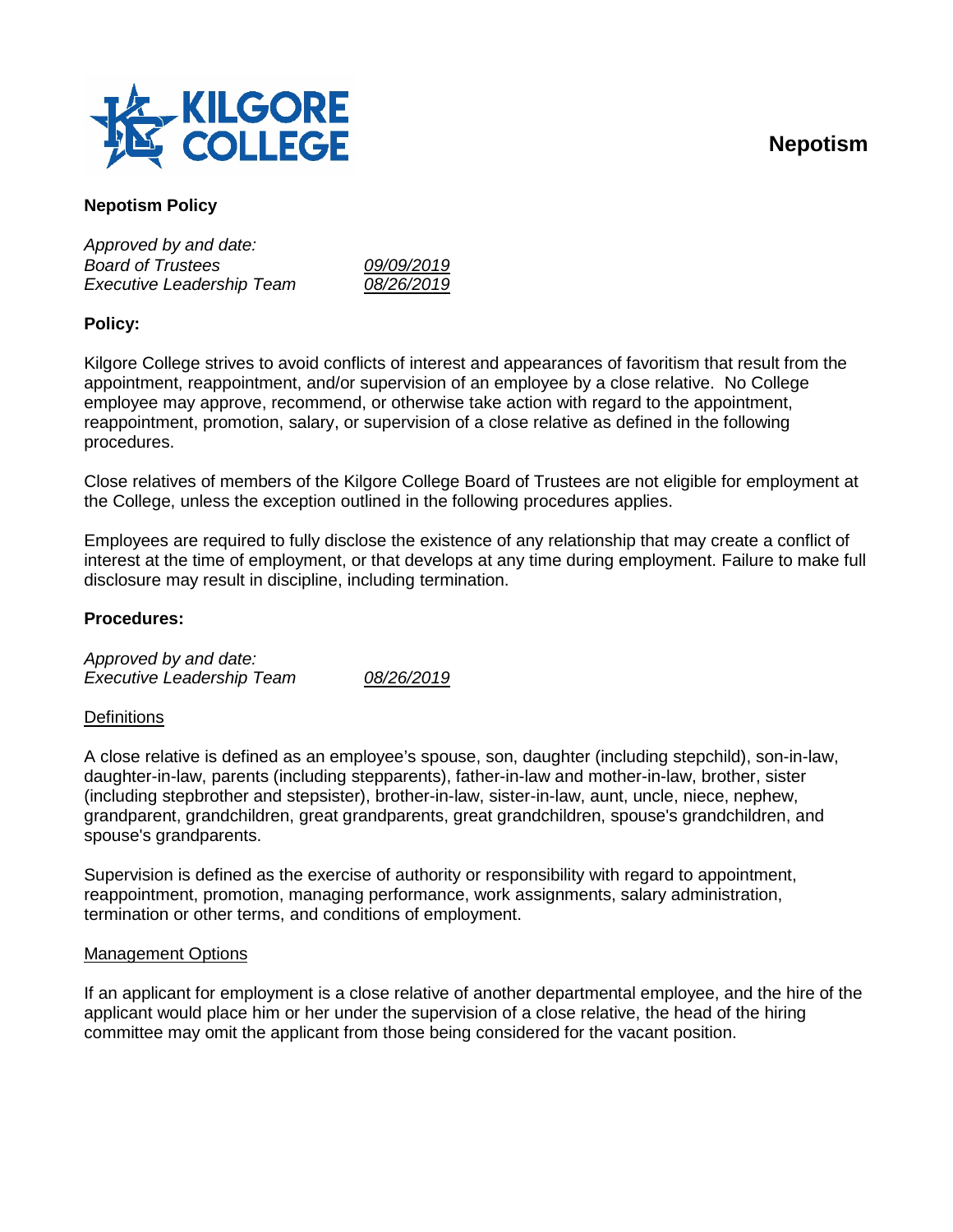# Nepotism

## Nepotism Policy

*Approved by and date:*

| | |
|---|---|
| *Board of Trustees* | *09/09/2019* |
| *Executive Leadership Team* | *08/26/2019* |

### Policy:

Kilgore College strives to avoid conflicts of interest and appearances of favoritism that result from the appointment, reappointment, and/or supervision of an employee by a close relative. No College employee may approve, recommend, or otherwise take action with regard to the appointment, reappointment, promotion, salary, or supervision of a close relative as defined in the following procedures.

Close relatives of members of the Kilgore College Board of Trustees are not eligible for employment at the College, unless the exception outlined in the following procedures applies.

Employees are required to fully disclose the existence of any relationship that may create a conflict of interest at the time of employment, or that develops at any time during employment. Failure to make full disclosure may result in discipline, including termination.

### Procedures:

*Approved by and date:*

| | |
|---|---|
| *Executive Leadership Team* | *08/26/2019* |

#### Definitions

A close relative is defined as an employee's spouse, son, daughter (including stepchild), son-in-law, daughter-in-law, parents (including stepparents), father-in-law and mother-in-law, brother, sister (including stepbrother and stepsister), brother-in-law, sister-in-law, aunt, uncle, niece, nephew, grandparent, grandchildren, great grandparents, great grandchildren, spouse's grandchildren, and spouse's grandparents.

Supervision is defined as the exercise of authority or responsibility with regard to appointment, reappointment, promotion, managing performance, work assignments, salary administration, termination or other terms, and conditions of employment.

#### Management Options

If an applicant for employment is a close relative of another departmental employee, and the hire of the applicant would place him or her under the supervision of a close relative, the head of the hiring committee may omit the applicant from those being considered for the vacant position.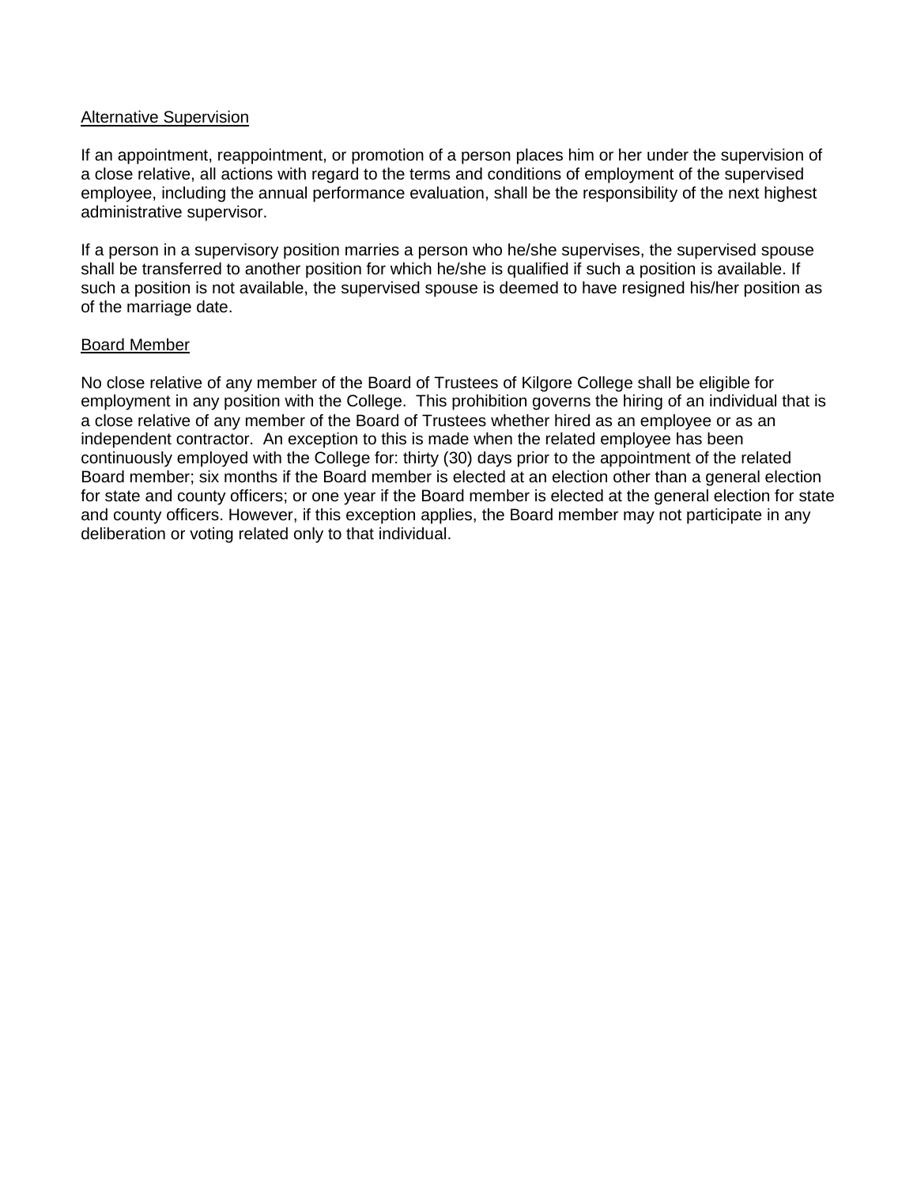<u>Alternative Supervision</u>

If an appointment, reappointment, or promotion of a person places him or her under the supervision of a close relative, all actions with regard to the terms and conditions of employment of the supervised employee, including the annual performance evaluation, shall be the responsibility of the next highest administrative supervisor.

If a person in a supervisory position marries a person who he/she supervises, the supervised spouse shall be transferred to another position for which he/she is qualified if such a position is available. If such a position is not available, the supervised spouse is deemed to have resigned his/her position as of the marriage date.

<u>Board Member</u>

No close relative of any member of the Board of Trustees of Kilgore College shall be eligible for employment in any position with the College. This prohibition governs the hiring of an individual that is a close relative of any member of the Board of Trustees whether hired as an employee or as an independent contractor. An exception to this is made when the related employee has been continuously employed with the College for: thirty (30) days prior to the appointment of the related Board member; six months if the Board member is elected at an election other than a general election for state and county officers; or one year if the Board member is elected at the general election for state and county officers. However, if this exception applies, the Board member may not participate in any deliberation or voting related only to that individual.